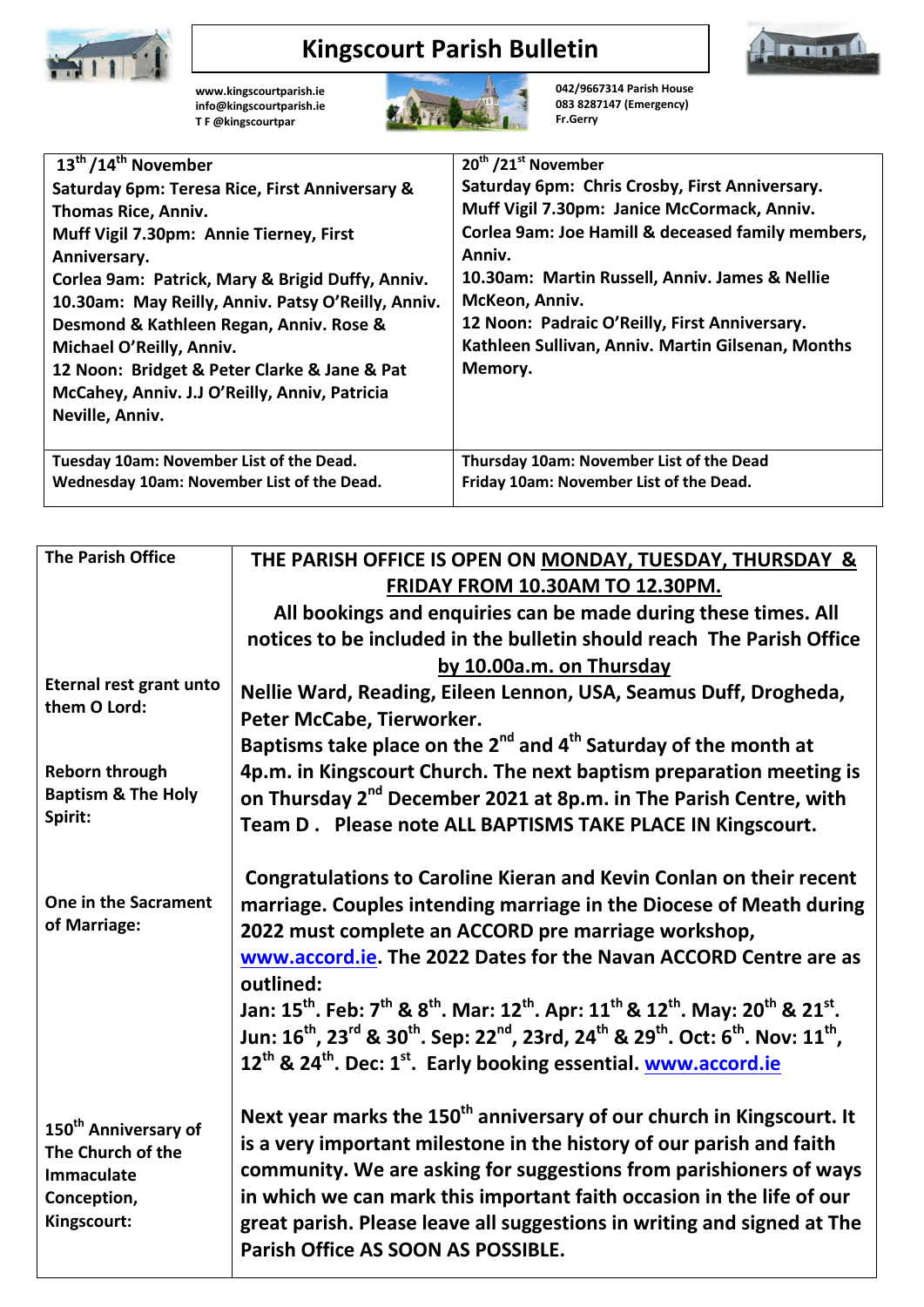# Kingscourt Parish Bulletin

www.kingscourtparish.ie
info@kingscourtparish.ie
T F @kingscourtpar

042/9667314 Parish House
083 8287147 (Emergency)
Fr.Gerry

| 13th /14th November | 20th /21st November |
|---|---|
| **Saturday 6pm: Teresa Rice, First Anniversary & Thomas Rice, Anniv.**<br>**Muff Vigil 7.30pm: Annie Tierney, First Anniversary.**<br>**Corlea 9am: Patrick, Mary & Brigid Duffy, Anniv.**<br>**10.30am: May Reilly, Anniv. Patsy O'Reilly, Anniv. Desmond & Kathleen Regan, Anniv. Rose & Michael O'Reilly, Anniv.**<br>**12 Noon: Bridget & Peter Clarke & Jane & Pat McCahey, Anniv. J.J O'Reilly, Anniv, Patricia Neville, Anniv.** | **Saturday 6pm: Chris Crosby, First Anniversary.**<br>**Muff Vigil 7.30pm: Janice McCormack, Anniv.**<br>**Corlea 9am: Joe Hamill & deceased family members, Anniv.**<br>**10.30am: Martin Russell, Anniv. James & Nellie McKeon, Anniv.**<br>**12 Noon: Padraic O'Reilly, First Anniversary. Kathleen Sullivan, Anniv. Martin Gilsenan, Months Memory.** |
| **Tuesday 10am: November List of the Dead.**<br>**Wednesday 10am: November List of the Dead.** | **Thursday 10am: November List of the Dead**<br>**Friday 10am: November List of the Dead.** |

| | |
|---|---|
| **The Parish Office** | **THE PARISH OFFICE IS OPEN ON MONDAY, TUESDAY, THURSDAY & FRIDAY FROM 10.30AM TO 12.30PM.** **All bookings and enquiries can be made during these times. All notices to be included in the bulletin should reach The Parish Office by 10.00a.m. on Thursday** |
| **Eternal rest grant unto them O Lord:** | **Nellie Ward, Reading, Eileen Lennon, USA, Seamus Duff, Drogheda, Peter McCabe, Tierworker.** |
| **Reborn through Baptism & The Holy Spirit:** | **Baptisms take place on the 2nd and 4th Saturday of the month at 4p.m. in Kingscourt Church. The next baptism preparation meeting is on Thursday 2nd December 2021 at 8p.m. in The Parish Centre, with Team D . Please note ALL BAPTISMS TAKE PLACE IN Kingscourt.** |
| **One in the Sacrament of Marriage:** | **Congratulations to Caroline Kieran and Kevin Conlan on their recent marriage. Couples intending marriage in the Diocese of Meath during 2022 must complete an ACCORD pre marriage workshop, www.accord.ie. The 2022 Dates for the Navan ACCORD Centre are as outlined:** **Jan: 15th. Feb: 7th & 8th. Mar: 12th. Apr: 11th & 12th. May: 20th & 21st. Jun: 16th, 23rd & 30th. Sep: 22nd, 23rd, 24th & 29th. Oct: 6th. Nov: 11th, 12th & 24th. Dec: 1st. Early booking essential. www.accord.ie** |
| **150th Anniversary of The Church of the Immaculate Conception, Kingscourt:** | **Next year marks the 150th anniversary of our church in Kingscourt. It is a very important milestone in the history of our parish and faith community. We are asking for suggestions from parishioners of ways in which we can mark this important faith occasion in the life of our great parish. Please leave all suggestions in writing and signed at The Parish Office AS SOON AS POSSIBLE.** |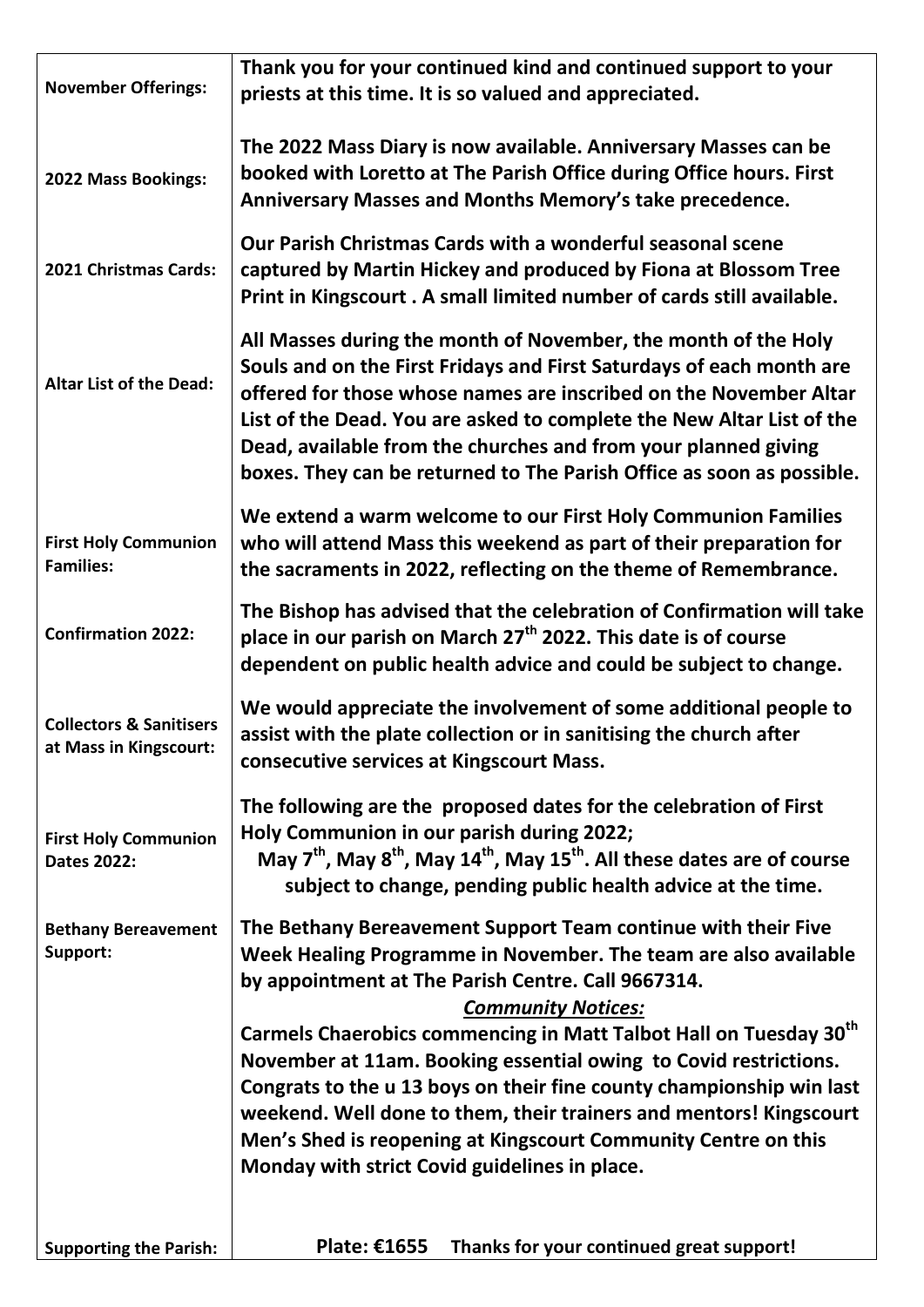| | |
|---|---|
| **November Offerings:** | **Thank you for your continued kind and continued support to your priests at this time. It is so valued and appreciated.** |
| **2022 Mass Bookings:** | **The 2022 Mass Diary is now available. Anniversary Masses can be booked with Loretto at The Parish Office during Office hours. First Anniversary Masses and Months Memory's take precedence.** |
| **2021 Christmas Cards:** | **Our Parish Christmas Cards with a wonderful seasonal scene captured by Martin Hickey and produced by Fiona at Blossom Tree Print in Kingscourt . A small limited number of cards still available.** |
| **Altar List of the Dead:** | **All Masses during the month of November, the month of the Holy Souls and on the First Fridays and First Saturdays of each month are offered for those whose names are inscribed on the November Altar List of the Dead. You are asked to complete the New Altar List of the Dead, available from the churches and from your planned giving boxes. They can be returned to The Parish Office as soon as possible.** |
| **First Holy Communion Families:** | **We extend a warm welcome to our First Holy Communion Families who will attend Mass this weekend as part of their preparation for the sacraments in 2022, reflecting on the theme of Remembrance.** |
| **Confirmation 2022:** | **The Bishop has advised that the celebration of Confirmation will take place in our parish on March 27th 2022. This date is of course dependent on public health advice and could be subject to change.** |
| **Collectors & Sanitisers at Mass in Kingscourt:** | **We would appreciate the involvement of some additional people to assist with the plate collection or in sanitising the church after consecutive services at Kingscourt Mass.** |
| **First Holy Communion Dates 2022:** | **The following are the proposed dates for the celebration of First Holy Communion in our parish during 2022; May 7th, May 8th, May 14th, May 15th. All these dates are of course subject to change, pending public health advice at the time.** |
| **Bethany Bereavement Support:** | **The Bethany Bereavement Support Team continue with their Five Week Healing Programme in November. The team are also available by appointment at The Parish Centre. Call 9667314.** <br> ***Community Notices:*** <br> **Carmels Chaerobics commencing in Matt Talbot Hall on Tuesday 30th November at 11am. Booking essential owing to Covid restrictions. Congrats to the u 13 boys on their fine county championship win last weekend. Well done to them, their trainers and mentors! Kingscourt Men's Shed is reopening at Kingscourt Community Centre on this Monday with strict Covid guidelines in place.** |
| **Supporting the Parish:** | **Plate: €1655 Thanks for your continued great support!** |